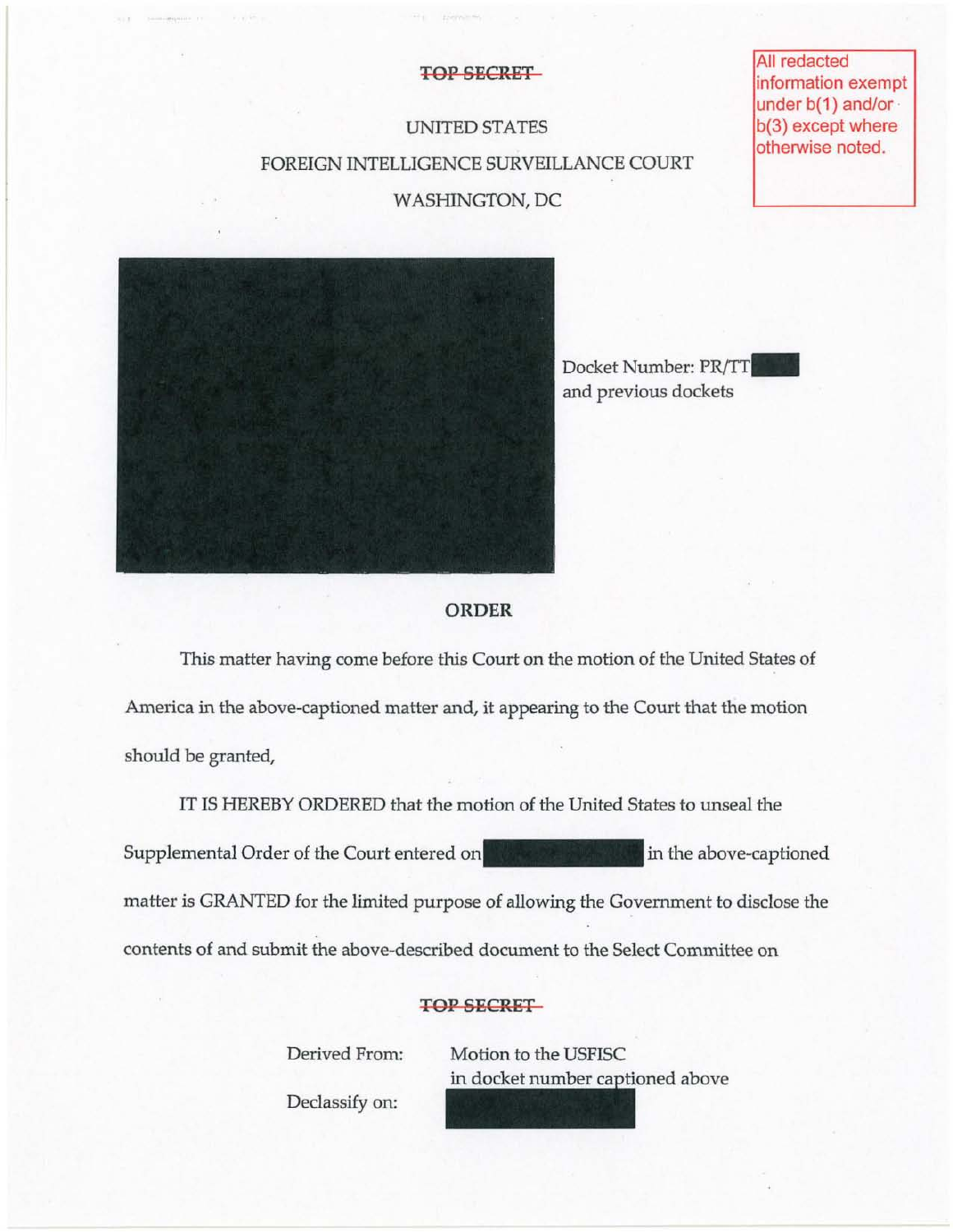TOP SECRET

All redacted information exempt under b(1) and/or b(3) except where otherwise noted.

UNITED STATES

FOREIGN INTELLIGENCE SURVEILLANCE COURT

WASHINGTON, DC

Docket Number: PR/TT
and previous dockets

## ORDER

This matter having come before this Court on the motion of the United States of America in the above-captioned matter and, it appearing to the Court that the motion should be granted,

IT IS HEREBY ORDERED that the motion of the United States to unseal the Supplemental Order of the Court entered on in the above-captioned matter is GRANTED for the limited purpose of allowing the Government to disclose the contents of and submit the above-described document to the Select Committee on

TOP SECRET

Derived From: Motion to the USFISC in docket number captioned above

Declassify on: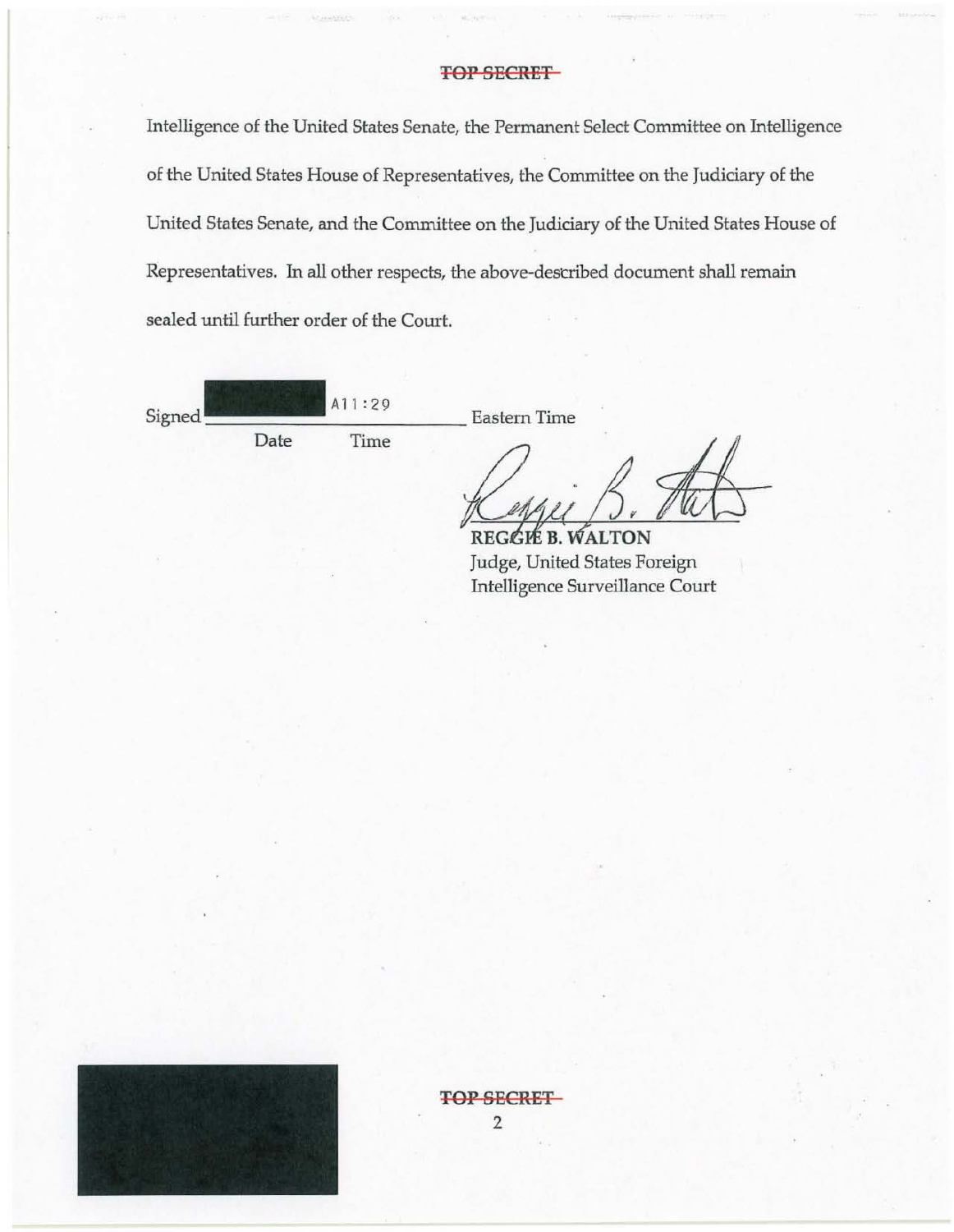TOP SECRET

Intelligence of the United States Senate, the Permanent Select Committee on Intelligence of the United States House of Representatives, the Committee on the Judiciary of the United States Senate, and the Committee on the Judiciary of the United States House of Representatives. In all other respects, the above-described document shall remain sealed until further order of the Court.

Signed ████████ A11:29 ______ Eastern Time
Date Time

REGGIE B. WALTON
Judge, United States Foreign Intelligence Surveillance Court

TOP SECRET